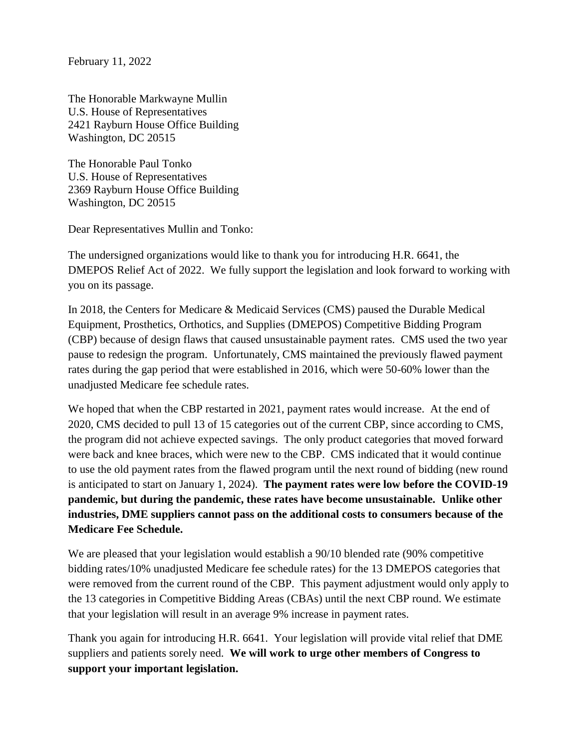February 11, 2022

The Honorable Markwayne Mullin
U.S. House of Representatives
2421 Rayburn House Office Building
Washington, DC 20515

The Honorable Paul Tonko
U.S. House of Representatives
2369 Rayburn House Office Building
Washington, DC 20515

Dear Representatives Mullin and Tonko:

The undersigned organizations would like to thank you for introducing H.R. 6641, the DMEPOS Relief Act of 2022. We fully support the legislation and look forward to working with you on its passage.

In 2018, the Centers for Medicare & Medicaid Services (CMS) paused the Durable Medical Equipment, Prosthetics, Orthotics, and Supplies (DMEPOS) Competitive Bidding Program (CBP) because of design flaws that caused unsustainable payment rates. CMS used the two year pause to redesign the program. Unfortunately, CMS maintained the previously flawed payment rates during the gap period that were established in 2016, which were 50-60% lower than the unadjusted Medicare fee schedule rates.

We hoped that when the CBP restarted in 2021, payment rates would increase. At the end of 2020, CMS decided to pull 13 of 15 categories out of the current CBP, since according to CMS, the program did not achieve expected savings. The only product categories that moved forward were back and knee braces, which were new to the CBP. CMS indicated that it would continue to use the old payment rates from the flawed program until the next round of bidding (new round is anticipated to start on January 1, 2024). **The payment rates were low before the COVID-19 pandemic, but during the pandemic, these rates have become unsustainable. Unlike other industries, DME suppliers cannot pass on the additional costs to consumers because of the Medicare Fee Schedule.**

We are pleased that your legislation would establish a 90/10 blended rate (90% competitive bidding rates/10% unadjusted Medicare fee schedule rates) for the 13 DMEPOS categories that were removed from the current round of the CBP. This payment adjustment would only apply to the 13 categories in Competitive Bidding Areas (CBAs) until the next CBP round. We estimate that your legislation will result in an average 9% increase in payment rates.

Thank you again for introducing H.R. 6641. Your legislation will provide vital relief that DME suppliers and patients sorely need. **We will work to urge other members of Congress to support your important legislation.**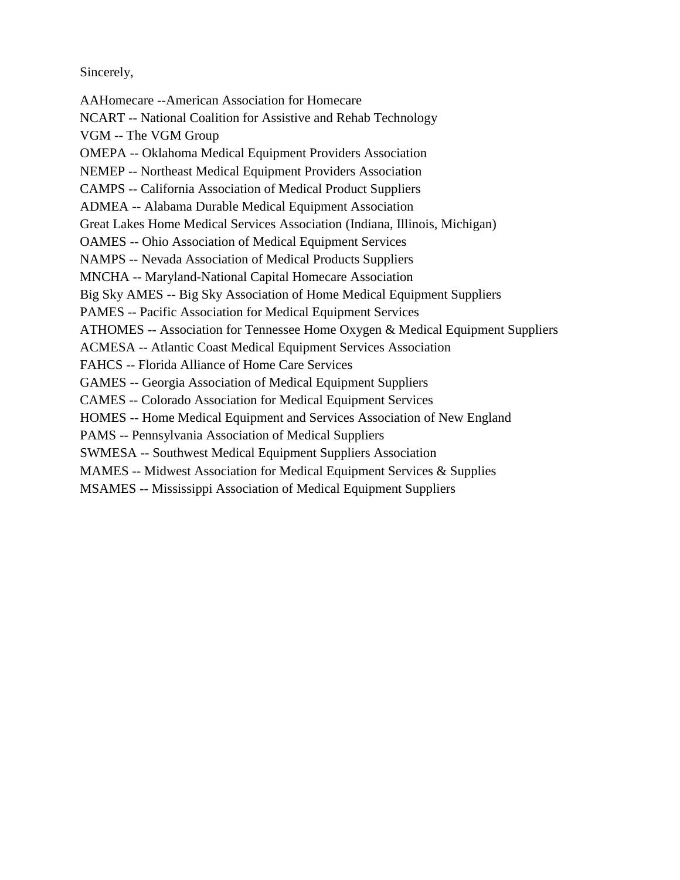Sincerely,

AAHomecare --American Association for Homecare
NCART -- National Coalition for Assistive and Rehab Technology
VGM -- The VGM Group
OMEPA -- Oklahoma Medical Equipment Providers Association
NEMEP -- Northeast Medical Equipment Providers Association
CAMPS -- California Association of Medical Product Suppliers
ADMEA -- Alabama Durable Medical Equipment Association
Great Lakes Home Medical Services Association (Indiana, Illinois, Michigan)
OAMES -- Ohio Association of Medical Equipment Services
NAMPS -- Nevada Association of Medical Products Suppliers
MNCHA -- Maryland-National Capital Homecare Association
Big Sky AMES -- Big Sky Association of Home Medical Equipment Suppliers
PAMES -- Pacific Association for Medical Equipment Services
ATHOMES -- Association for Tennessee Home Oxygen & Medical Equipment Suppliers
ACMESA -- Atlantic Coast Medical Equipment Services Association
FAHCS -- Florida Alliance of Home Care Services
GAMES -- Georgia Association of Medical Equipment Suppliers
CAMES -- Colorado Association for Medical Equipment Services
HOMES -- Home Medical Equipment and Services Association of New England
PAMS -- Pennsylvania Association of Medical Suppliers
SWMESA -- Southwest Medical Equipment Suppliers Association
MAMES -- Midwest Association for Medical Equipment Services & Supplies
MSAMES -- Mississippi Association of Medical Equipment Suppliers